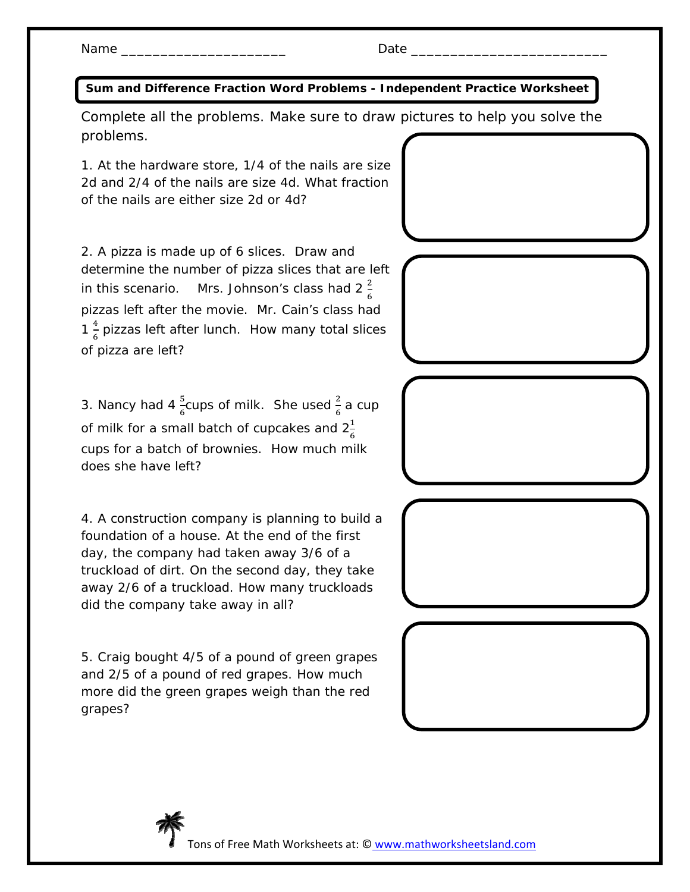Name ______________________ Date ___________________________

## Sum and Difference Fraction Word Problems - Independent Practice Worksheet

Complete all the problems. Make sure to draw pictures to help you solve the problems.

1. At the hardware store, 1/4 of the nails are size 2d and 2/4 of the nails are size 4d. What fraction of the nails are either size 2d or 4d?

2. A pizza is made up of 6 slices. Draw and determine the number of pizza slices that are left in this scenario. Mrs. Johnson's class had $2\frac{2}{6}$ pizzas left after the movie. Mr. Cain's class had $1\frac{4}{6}$ pizzas left after lunch. How many total slices of pizza are left?

3. Nancy had $4\frac{5}{6}$ cups of milk. She used $\frac{2}{6}$ a cup of milk for a small batch of cupcakes and $2\frac{1}{6}$ cups for a batch of brownies. How much milk does she have left?

4. A construction company is planning to build a foundation of a house. At the end of the first day, the company had taken away 3/6 of a truckload of dirt. On the second day, they take away 2/6 of a truckload. How many truckloads did the company take away in all?

5. Craig bought 4/5 of a pound of green grapes and 2/5 of a pound of red grapes. How much more did the green grapes weigh than the red grapes?

Tons of Free Math Worksheets at: © www.mathworksheetsland.com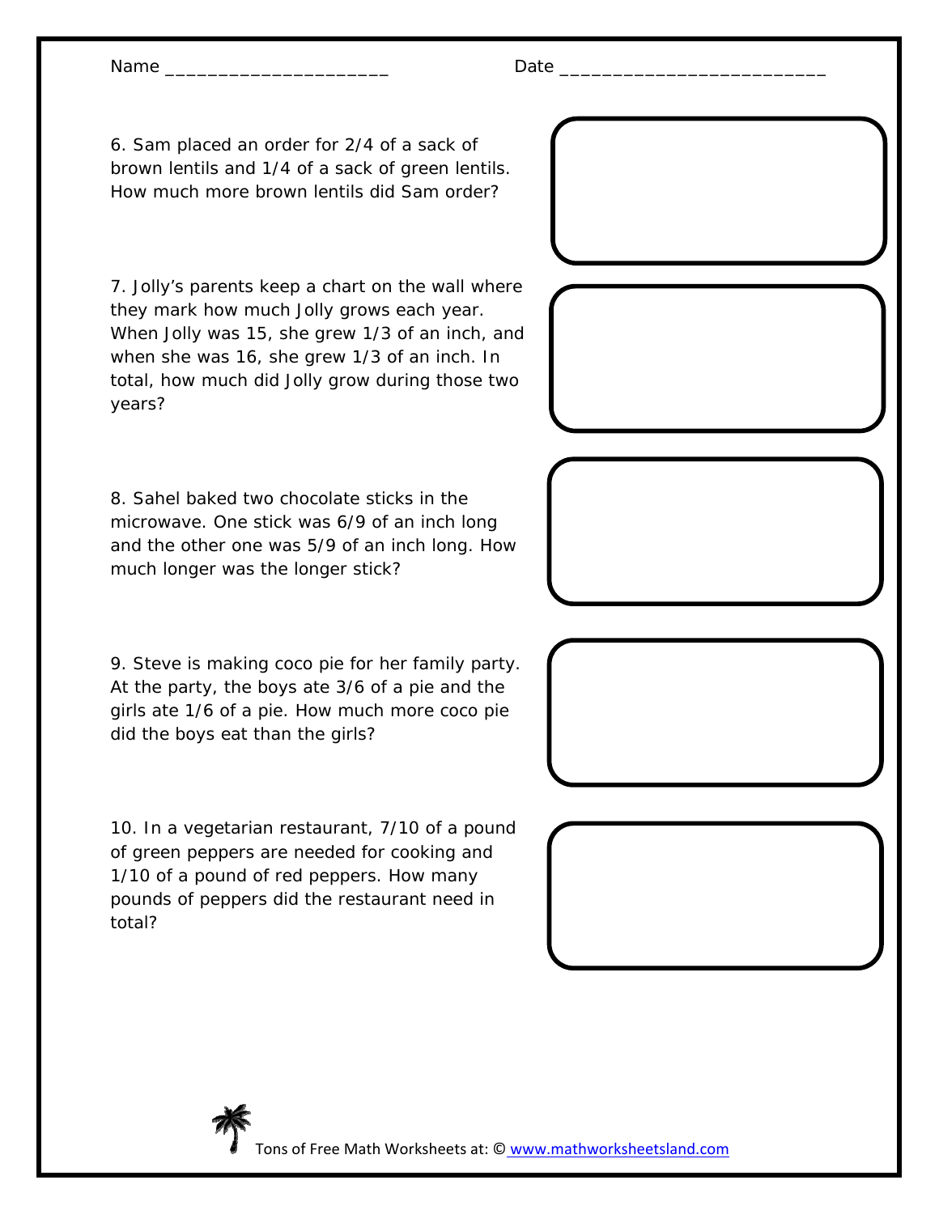Name ____________________ Date ________________________

6. Sam placed an order for 2/4 of a sack of brown lentils and 1/4 of a sack of green lentils. How much more brown lentils did Sam order?

7. Jolly's parents keep a chart on the wall where they mark how much Jolly grows each year. When Jolly was 15, she grew 1/3 of an inch, and when she was 16, she grew 1/3 of an inch. In total, how much did Jolly grow during those two years?

8. Sahel baked two chocolate sticks in the microwave. One stick was 6/9 of an inch long and the other one was 5/9 of an inch long. How much longer was the longer stick?

9. Steve is making coco pie for her family party. At the party, the boys ate 3/6 of a pie and the girls ate 1/6 of a pie. How much more coco pie did the boys eat than the girls?

10. In a vegetarian restaurant, 7/10 of a pound of green peppers are needed for cooking and 1/10 of a pound of red peppers. How many pounds of peppers did the restaurant need in total?

Tons of Free Math Worksheets at: © www.mathworksheetsland.com